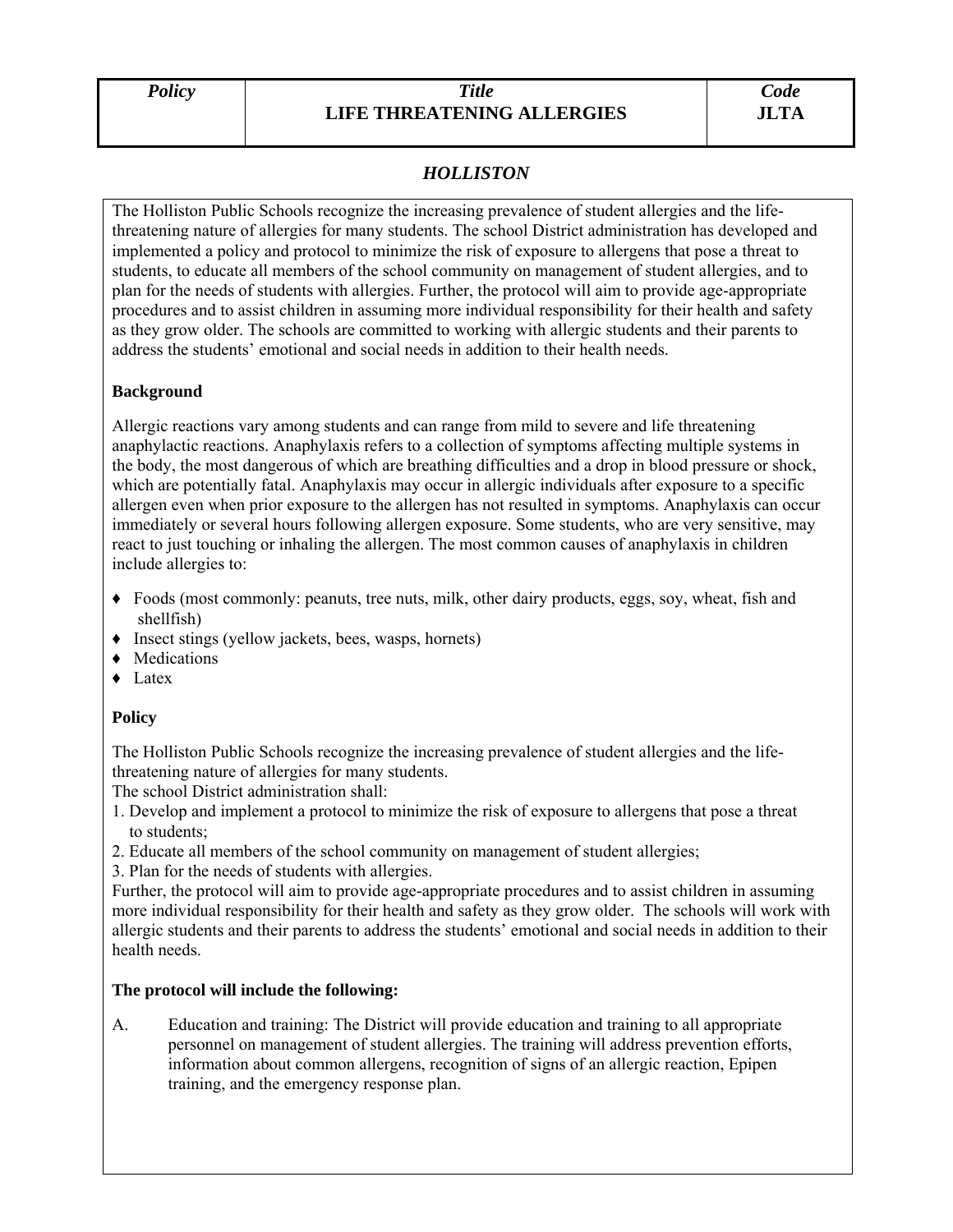| *Policy* | *Title*<br>**LIFE THREATENING ALLERGIES** | *Code*<br>**JLTA** |
|---|---|---|

## *HOLLISTON*

The Holliston Public Schools recognize the increasing prevalence of student allergies and the life-threatening nature of allergies for many students. The school District administration has developed and implemented a policy and protocol to minimize the risk of exposure to allergens that pose a threat to students, to educate all members of the school community on management of student allergies, and to plan for the needs of students with allergies. Further, the protocol will aim to provide age-appropriate procedures and to assist children in assuming more individual responsibility for their health and safety as they grow older. The schools are committed to working with allergic students and their parents to address the students' emotional and social needs in addition to their health needs.

### Background

Allergic reactions vary among students and can range from mild to severe and life threatening anaphylactic reactions. Anaphylaxis refers to a collection of symptoms affecting multiple systems in the body, the most dangerous of which are breathing difficulties and a drop in blood pressure or shock, which are potentially fatal. Anaphylaxis may occur in allergic individuals after exposure to a specific allergen even when prior exposure to the allergen has not resulted in symptoms. Anaphylaxis can occur immediately or several hours following allergen exposure. Some students, who are very sensitive, may react to just touching or inhaling the allergen. The most common causes of anaphylaxis in children include allergies to:

- Foods (most commonly: peanuts, tree nuts, milk, other dairy products, eggs, soy, wheat, fish and shellfish)
- Insect stings (yellow jackets, bees, wasps, hornets)
- Medications
- Latex

### Policy

The Holliston Public Schools recognize the increasing prevalence of student allergies and the life-threatening nature of allergies for many students.
The school District administration shall:

1. Develop and implement a protocol to minimize the risk of exposure to allergens that pose a threat to students;
2. Educate all members of the school community on management of student allergies;
3. Plan for the needs of students with allergies.

Further, the protocol will aim to provide age-appropriate procedures and to assist children in assuming more individual responsibility for their health and safety as they grow older. The schools will work with allergic students and their parents to address the students' emotional and social needs in addition to their health needs.

### The protocol will include the following:

A. Education and training: The District will provide education and training to all appropriate personnel on management of student allergies. The training will address prevention efforts, information about common allergens, recognition of signs of an allergic reaction, Epipen training, and the emergency response plan.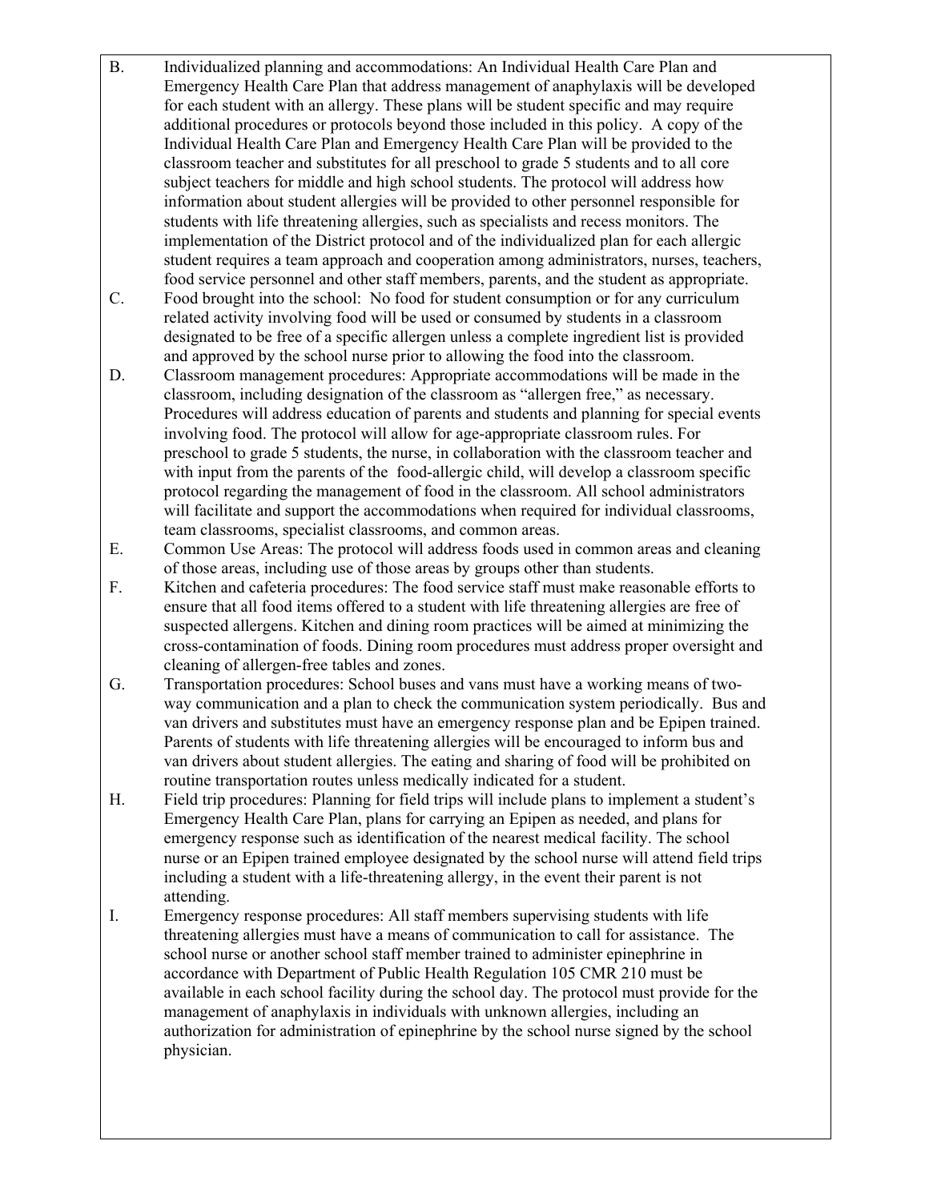B. Individualized planning and accommodations: An Individual Health Care Plan and Emergency Health Care Plan that address management of anaphylaxis will be developed for each student with an allergy. These plans will be student specific and may require additional procedures or protocols beyond those included in this policy. A copy of the Individual Health Care Plan and Emergency Health Care Plan will be provided to the classroom teacher and substitutes for all preschool to grade 5 students and to all core subject teachers for middle and high school students. The protocol will address how information about student allergies will be provided to other personnel responsible for students with life threatening allergies, such as specialists and recess monitors. The implementation of the District protocol and of the individualized plan for each allergic student requires a team approach and cooperation among administrators, nurses, teachers, food service personnel and other staff members, parents, and the student as appropriate.

C. Food brought into the school: No food for student consumption or for any curriculum related activity involving food will be used or consumed by students in a classroom designated to be free of a specific allergen unless a complete ingredient list is provided and approved by the school nurse prior to allowing the food into the classroom.

D. Classroom management procedures: Appropriate accommodations will be made in the classroom, including designation of the classroom as "allergen free," as necessary. Procedures will address education of parents and students and planning for special events involving food. The protocol will allow for age-appropriate classroom rules. For preschool to grade 5 students, the nurse, in collaboration with the classroom teacher and with input from the parents of the food-allergic child, will develop a classroom specific protocol regarding the management of food in the classroom. All school administrators will facilitate and support the accommodations when required for individual classrooms, team classrooms, specialist classrooms, and common areas.

E. Common Use Areas: The protocol will address foods used in common areas and cleaning of those areas, including use of those areas by groups other than students.

F. Kitchen and cafeteria procedures: The food service staff must make reasonable efforts to ensure that all food items offered to a student with life threatening allergies are free of suspected allergens. Kitchen and dining room practices will be aimed at minimizing the cross-contamination of foods. Dining room procedures must address proper oversight and cleaning of allergen-free tables and zones.

G. Transportation procedures: School buses and vans must have a working means of two-way communication and a plan to check the communication system periodically. Bus and van drivers and substitutes must have an emergency response plan and be Epipen trained. Parents of students with life threatening allergies will be encouraged to inform bus and van drivers about student allergies. The eating and sharing of food will be prohibited on routine transportation routes unless medically indicated for a student.

H. Field trip procedures: Planning for field trips will include plans to implement a student's Emergency Health Care Plan, plans for carrying an Epipen as needed, and plans for emergency response such as identification of the nearest medical facility. The school nurse or an Epipen trained employee designated by the school nurse will attend field trips including a student with a life-threatening allergy, in the event their parent is not attending.

I. Emergency response procedures: All staff members supervising students with life threatening allergies must have a means of communication to call for assistance. The school nurse or another school staff member trained to administer epinephrine in accordance with Department of Public Health Regulation 105 CMR 210 must be available in each school facility during the school day. The protocol must provide for the management of anaphylaxis in individuals with unknown allergies, including an authorization for administration of epinephrine by the school nurse signed by the school physician.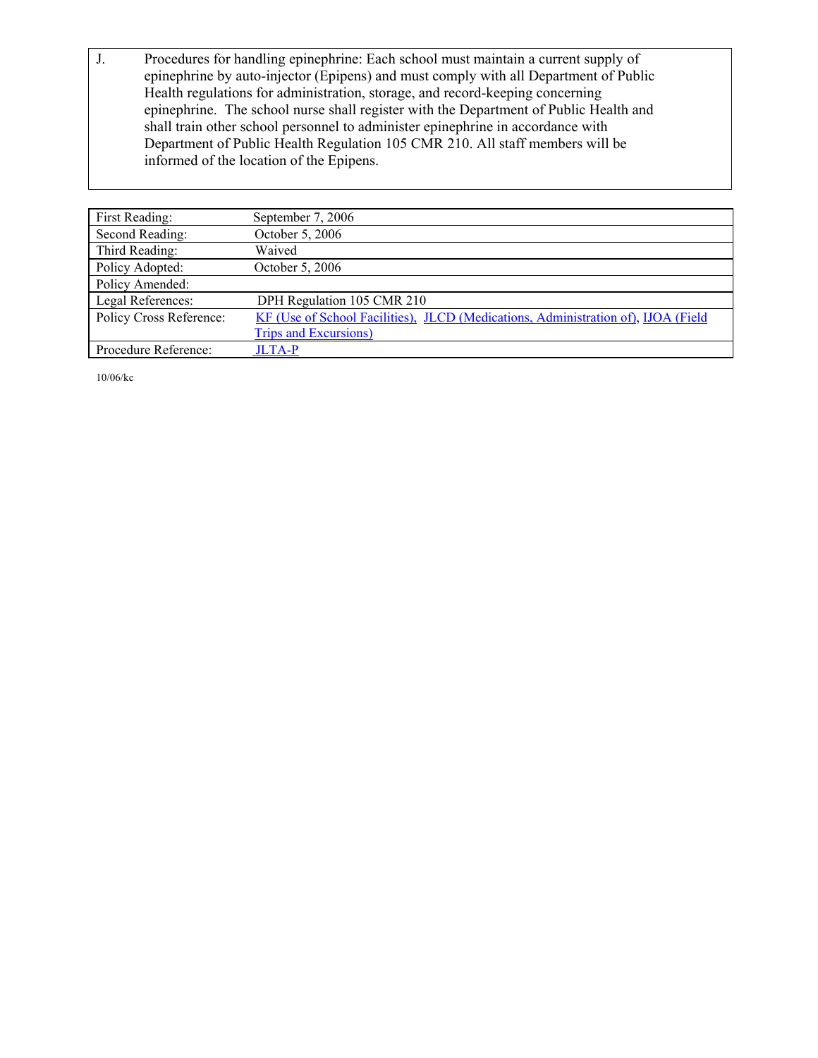J. Procedures for handling epinephrine: Each school must maintain a current supply of epinephrine by auto-injector (Epipens) and must comply with all Department of Public Health regulations for administration, storage, and record-keeping concerning epinephrine. The school nurse shall register with the Department of Public Health and shall train other school personnel to administer epinephrine in accordance with Department of Public Health Regulation 105 CMR 210. All staff members will be informed of the location of the Epipens.

| | |
|---|---|
| First Reading: | September 7, 2006 |
| Second Reading: | October 5, 2006 |
| Third Reading: | Waived |
| Policy Adopted: | October 5, 2006 |
| Policy Amended: | |
| Legal References: | DPH Regulation 105 CMR 210 |
| Policy Cross Reference: | KF (Use of School Facilities), JLCD (Medications, Administration of), IJOA (Field Trips and Excursions) |
| Procedure Reference: | JLTA-P |

10/06/kc